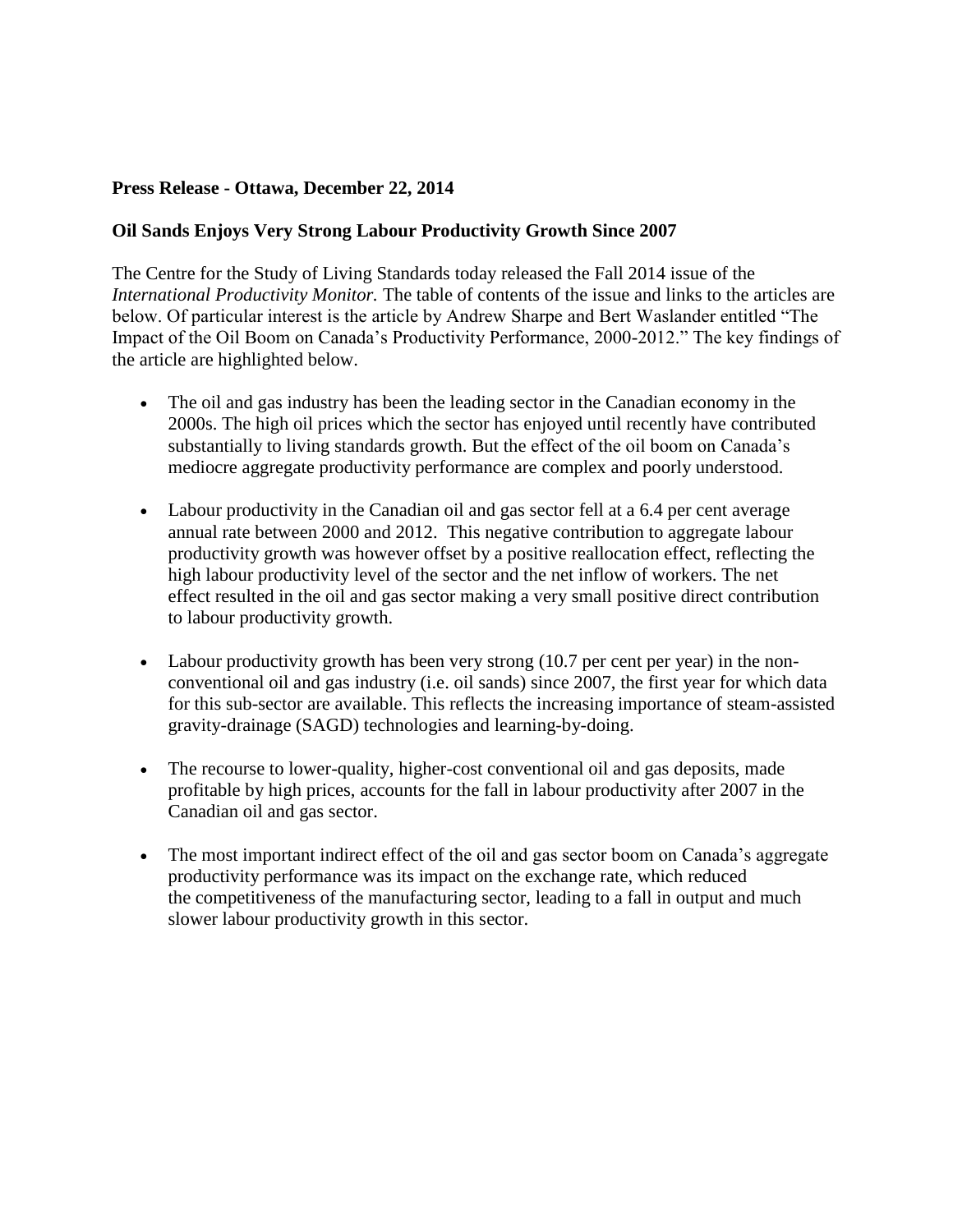**Press Release - Ottawa, December 22, 2014**

**Oil Sands Enjoys Very Strong Labour Productivity Growth Since 2007**

The Centre for the Study of Living Standards today released the Fall 2014 issue of the *International Productivity Monitor.* The table of contents of the issue and links to the articles are below. Of particular interest is the article by Andrew Sharpe and Bert Waslander entitled "The Impact of the Oil Boom on Canada's Productivity Performance, 2000-2012." The key findings of the article are highlighted below.

- The oil and gas industry has been the leading sector in the Canadian economy in the 2000s. The high oil prices which the sector has enjoyed until recently have contributed substantially to living standards growth. But the effect of the oil boom on Canada's mediocre aggregate productivity performance are complex and poorly understood.

- Labour productivity in the Canadian oil and gas sector fell at a 6.4 per cent average annual rate between 2000 and 2012. This negative contribution to aggregate labour productivity growth was however offset by a positive reallocation effect, reflecting the high labour productivity level of the sector and the net inflow of workers. The net effect resulted in the oil and gas sector making a very small positive direct contribution to labour productivity growth.

- Labour productivity growth has been very strong (10.7 per cent per year) in the non-conventional oil and gas industry (i.e. oil sands) since 2007, the first year for which data for this sub-sector are available. This reflects the increasing importance of steam-assisted gravity-drainage (SAGD) technologies and learning-by-doing.

- The recourse to lower-quality, higher-cost conventional oil and gas deposits, made profitable by high prices, accounts for the fall in labour productivity after 2007 in the Canadian oil and gas sector.

- The most important indirect effect of the oil and gas sector boom on Canada's aggregate productivity performance was its impact on the exchange rate, which reduced the competitiveness of the manufacturing sector, leading to a fall in output and much slower labour productivity growth in this sector.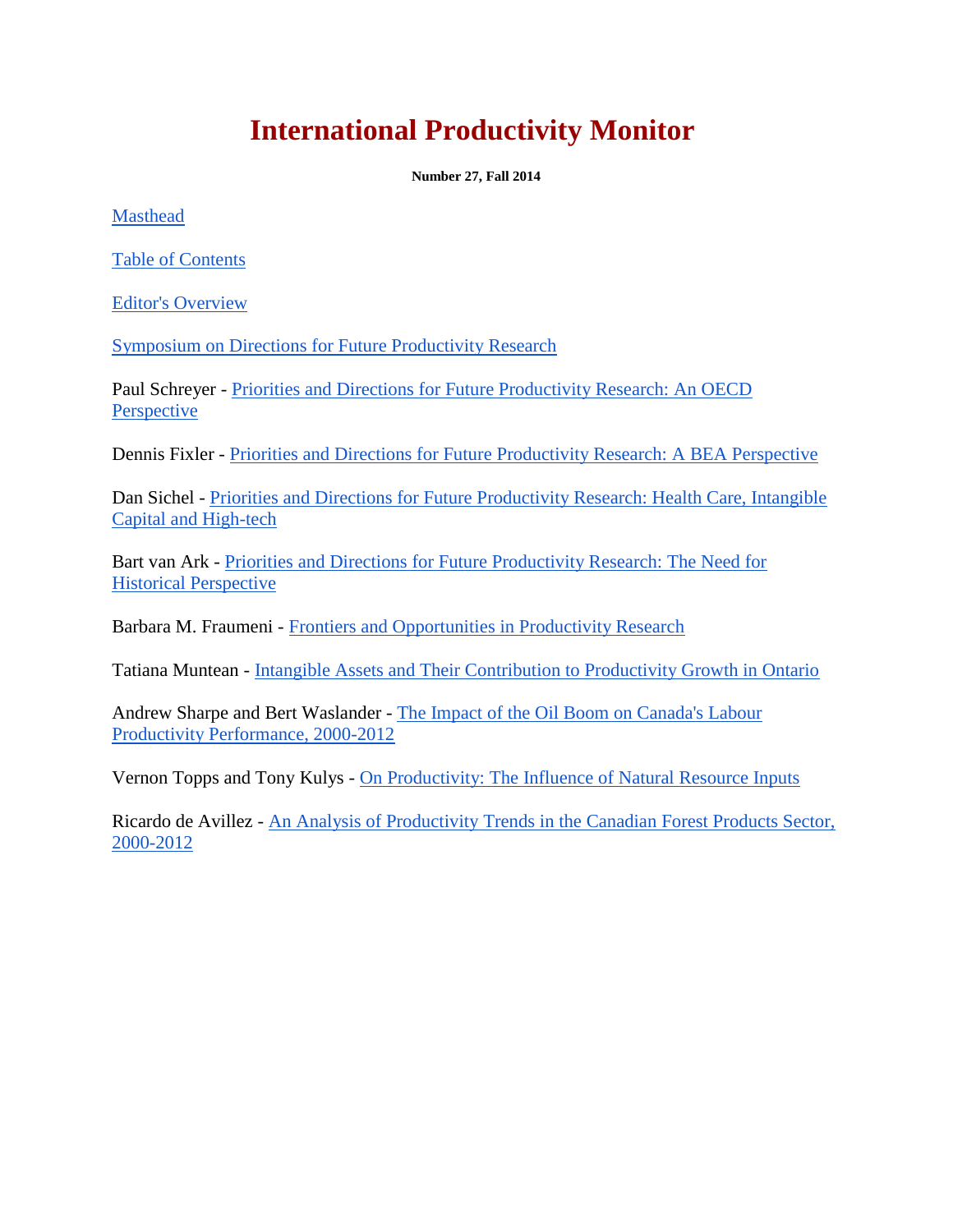# International Productivity Monitor

**Number 27, Fall 2014**

Masthead

Table of Contents

Editor's Overview

Symposium on Directions for Future Productivity Research

Paul Schreyer - Priorities and Directions for Future Productivity Research: An OECD Perspective

Dennis Fixler - Priorities and Directions for Future Productivity Research: A BEA Perspective

Dan Sichel - Priorities and Directions for Future Productivity Research: Health Care, Intangible Capital and High-tech

Bart van Ark - Priorities and Directions for Future Productivity Research: The Need for Historical Perspective

Barbara M. Fraumeni - Frontiers and Opportunities in Productivity Research

Tatiana Muntean - Intangible Assets and Their Contribution to Productivity Growth in Ontario

Andrew Sharpe and Bert Waslander - The Impact of the Oil Boom on Canada's Labour Productivity Performance, 2000-2012

Vernon Topps and Tony Kulys - On Productivity: The Influence of Natural Resource Inputs

Ricardo de Avillez - An Analysis of Productivity Trends in the Canadian Forest Products Sector, 2000-2012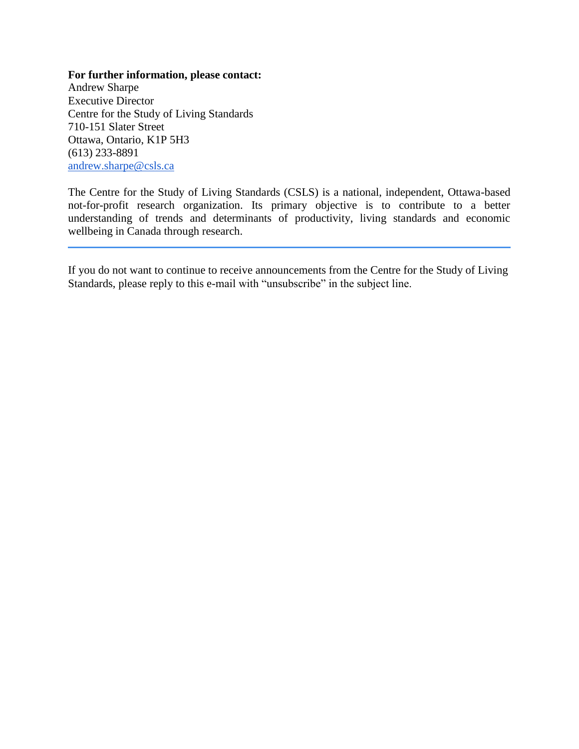**For further information, please contact:**
Andrew Sharpe
Executive Director
Centre for the Study of Living Standards
710-151 Slater Street
Ottawa, Ontario, K1P 5H3
(613) 233-8891
andrew.sharpe@csls.ca

The Centre for the Study of Living Standards (CSLS) is a national, independent, Ottawa-based not-for-profit research organization. Its primary objective is to contribute to a better understanding of trends and determinants of productivity, living standards and economic wellbeing in Canada through research.

---

If you do not want to continue to receive announcements from the Centre for the Study of Living Standards, please reply to this e-mail with "unsubscribe" in the subject line.